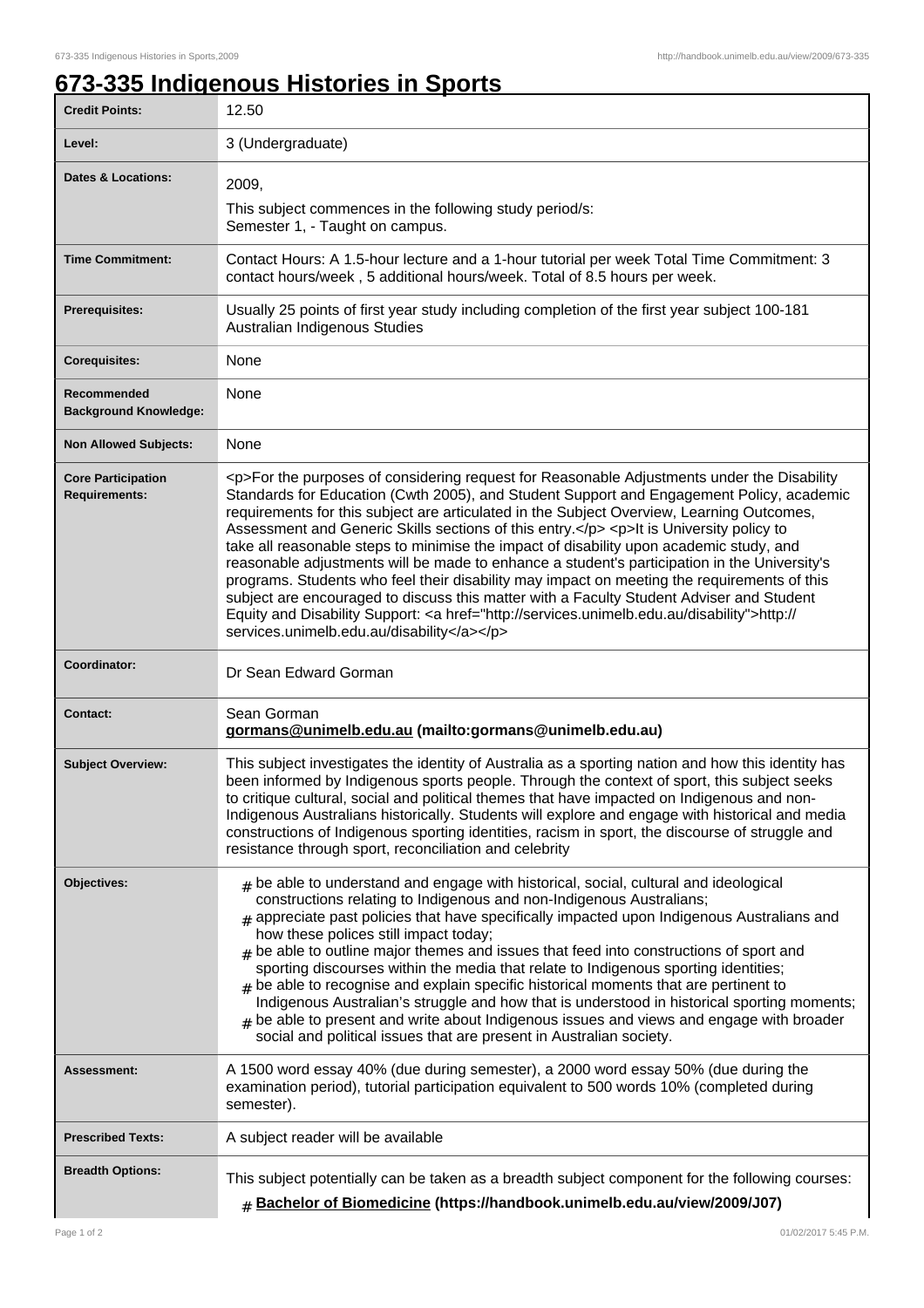# 673-335 Indigenous Histories in Sports

| | |
|---|---|
| **Credit Points:** | 12.50 |
| **Level:** | 3 (Undergraduate) |
| **Dates & Locations:** | 2009,<br>This subject commences in the following study period/s:<br>Semester 1, - Taught on campus. |
| **Time Commitment:** | Contact Hours: A 1.5-hour lecture and a 1-hour tutorial per week Total Time Commitment: 3 contact hours/week , 5 additional hours/week. Total of 8.5 hours per week. |
| **Prerequisites:** | Usually 25 points of first year study including completion of the first year subject 100-181 Australian Indigenous Studies |
| **Corequisites:** | None |
| **Recommended Background Knowledge:** | None |
| **Non Allowed Subjects:** | None |
| **Core Participation Requirements:** | <p>For the purposes of considering request for Reasonable Adjustments under the Disability Standards for Education (Cwth 2005), and Student Support and Engagement Policy, academic requirements for this subject are articulated in the Subject Overview, Learning Outcomes, Assessment and Generic Skills sections of this entry.</p> <p>It is University policy to take all reasonable steps to minimise the impact of disability upon academic study, and reasonable adjustments will be made to enhance a student's participation in the University's programs. Students who feel their disability may impact on meeting the requirements of this subject are encouraged to discuss this matter with a Faculty Student Adviser and Student Equity and Disability Support: <a href="http://services.unimelb.edu.au/disability">http://services.unimelb.edu.au/disability</a></p> |
| **Coordinator:** | Dr Sean Edward Gorman |
| **Contact:** | Sean Gorman<br>**gormans@unimelb.edu.au (mailto:gormans@unimelb.edu.au)** |
| **Subject Overview:** | This subject investigates the identity of Australia as a sporting nation and how this identity has been informed by Indigenous sports people. Through the context of sport, this subject seeks to critique cultural, social and political themes that have impacted on Indigenous and non-Indigenous Australians historically. Students will explore and engage with historical and media constructions of Indigenous sporting identities, racism in sport, the discourse of struggle and resistance through sport, reconciliation and celebrity |
| **Objectives:** | # be able to understand and engage with historical, social, cultural and ideological constructions relating to Indigenous and non-Indigenous Australians;<br># appreciate past policies that have specifically impacted upon Indigenous Australians and how these polices still impact today;<br># be able to outline major themes and issues that feed into constructions of sport and sporting discourses within the media that relate to Indigenous sporting identities;<br># be able to recognise and explain specific historical moments that are pertinent to Indigenous Australian's struggle and how that is understood in historical sporting moments;<br># be able to present and write about Indigenous issues and views and engage with broader social and political issues that are present in Australian society. |
| **Assessment:** | A 1500 word essay 40% (due during semester), a 2000 word essay 50% (due during the examination period), tutorial participation equivalent to 500 words 10% (completed during semester). |
| **Prescribed Texts:** | A subject reader will be available |
| **Breadth Options:** | This subject potentially can be taken as a breadth subject component for the following courses:<br># **Bachelor of Biomedicine (https://handbook.unimelb.edu.au/view/2009/J07)** |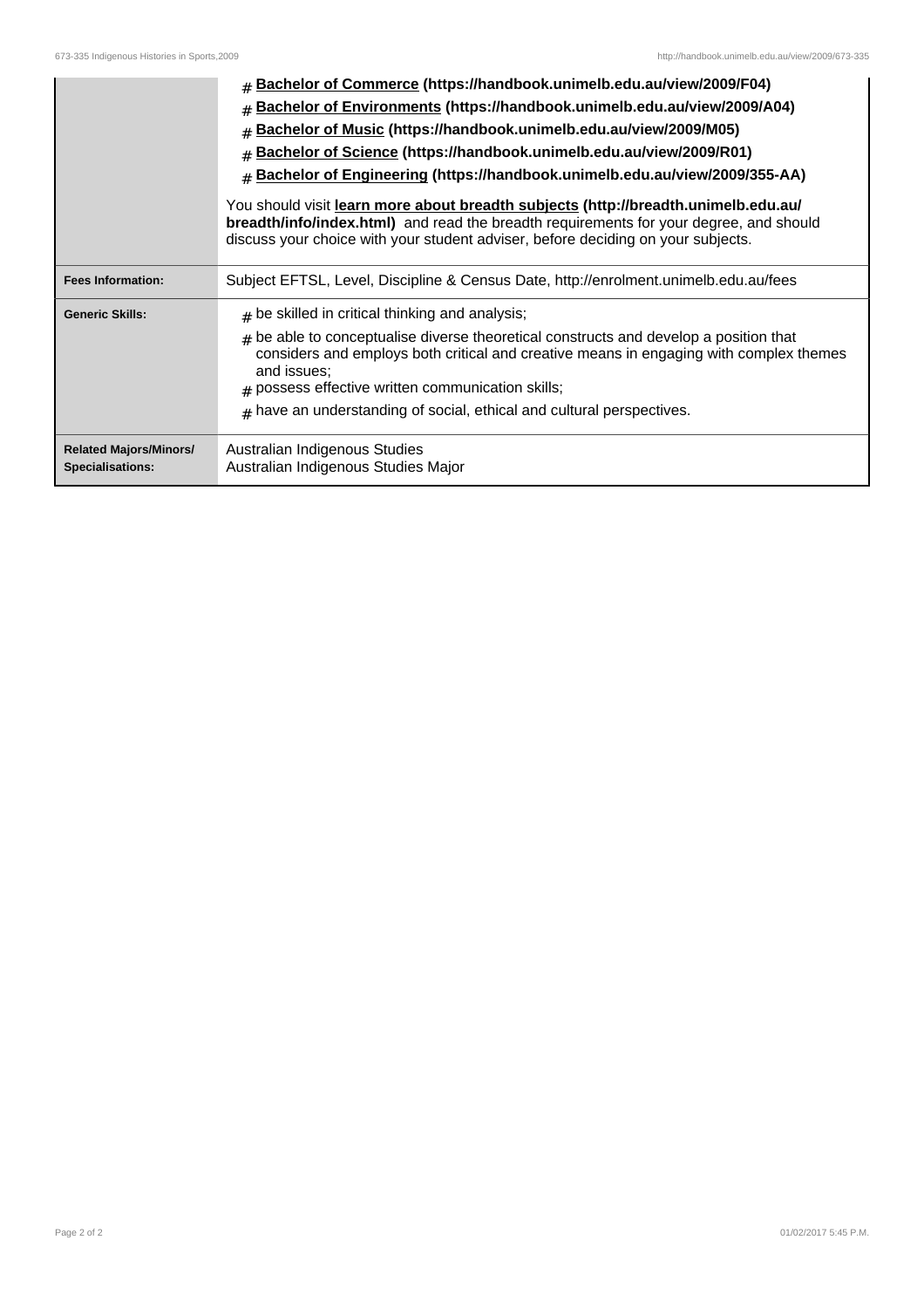| | |
|---|---|
| | # **Bachelor of Commerce (https://handbook.unimelb.edu.au/view/2009/F04)**<br># **Bachelor of Environments (https://handbook.unimelb.edu.au/view/2009/A04)**<br># **Bachelor of Music (https://handbook.unimelb.edu.au/view/2009/M05)**<br># **Bachelor of Science (https://handbook.unimelb.edu.au/view/2009/R01)**<br># **Bachelor of Engineering (https://handbook.unimelb.edu.au/view/2009/355-AA)**<br><br>You should visit **learn more about breadth subjects (http://breadth.unimelb.edu.au/breadth/info/index.html)** and read the breadth requirements for your degree, and should discuss your choice with your student adviser, before deciding on your subjects. |
| **Fees Information:** | Subject EFTSL, Level, Discipline & Census Date, http://enrolment.unimelb.edu.au/fees |
| **Generic Skills:** | # be skilled in critical thinking and analysis;<br># be able to conceptualise diverse theoretical constructs and develop a position that considers and employs both critical and creative means in engaging with complex themes and issues;<br># possess effective written communication skills;<br># have an understanding of social, ethical and cultural perspectives. |
| **Related Majors/Minors/ Specialisations:** | Australian Indigenous Studies<br>Australian Indigenous Studies Major |